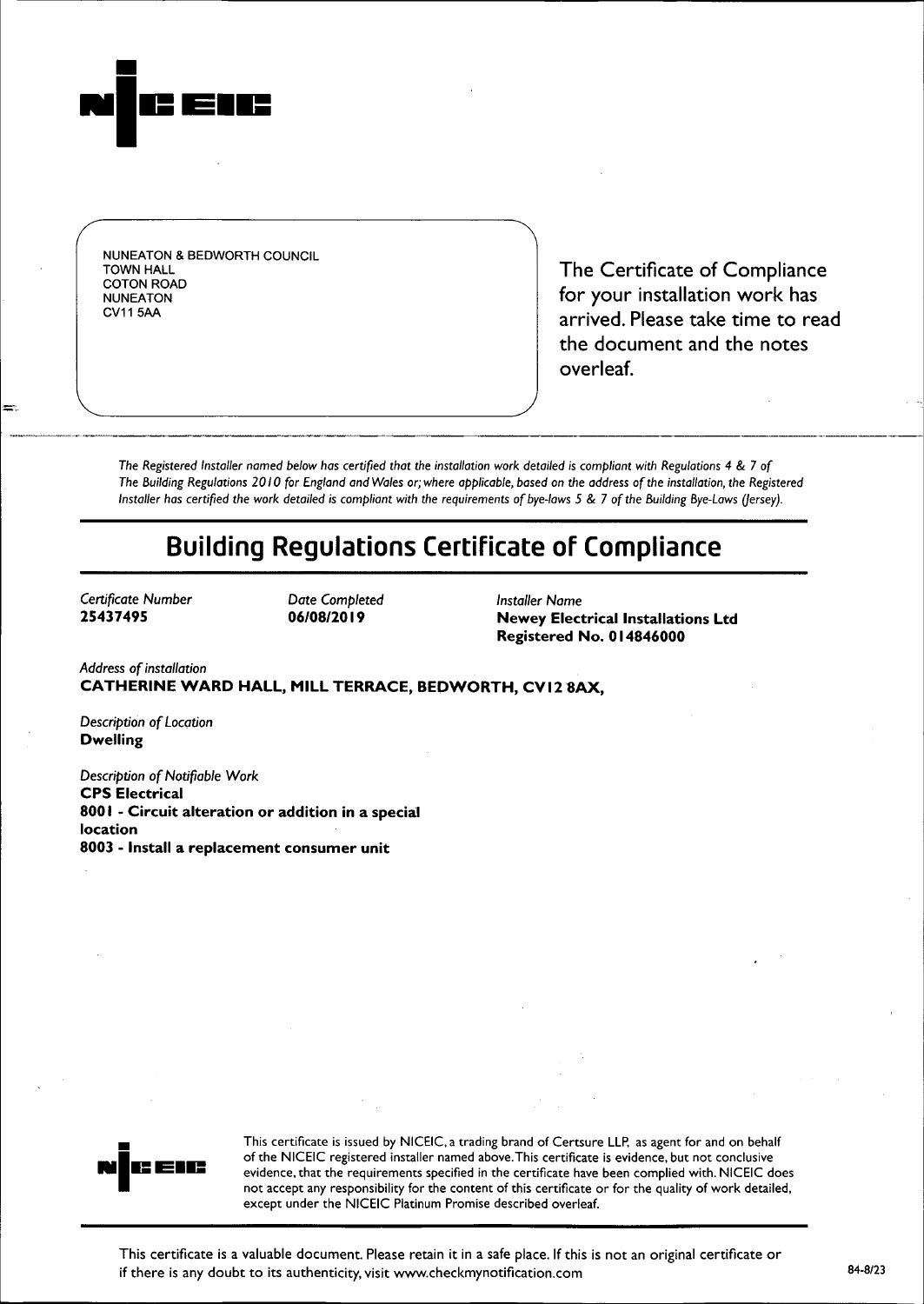NUNEATON & BEDWORTH COUNCIL
TOWN HALL
COTON ROAD
NUNEATON
CV11 5AA

The Certificate of Compliance for your installation work has arrived. Please take time to read the document and the notes overleaf.

*The Registered Installer named below has certified that the installation work detailed is compliant with Regulations 4 & 7 of The Building Regulations 2010 for England and Wales or; where applicable, based on the address of the installation, the Registered Installer has certified the work detailed is compliant with the requirements of bye-laws 5 & 7 of the Building Bye-Laws (Jersey).*

# Building Regulations Certificate of Compliance

*Certificate Number*
**25437495**

*Date Completed*
**06/08/2019**

*Installer Name*
**Newey Electrical Installations Ltd**
**Registered No. 014846000**

*Address of installation*
**CATHERINE WARD HALL, MILL TERRACE, BEDWORTH, CV12 8AX,**

*Description of Location*
**Dwelling**

*Description of Notifiable Work*
**CPS Electrical**
**8001 - Circuit alteration or addition in a special location**
**8003 - Install a replacement consumer unit**

This certificate is issued by NICEIC, a trading brand of Certsure LLP, as agent for and on behalf of the NICEIC registered installer named above. This certificate is evidence, but not conclusive evidence, that the requirements specified in the certificate have been complied with. NICEIC does not accept any responsibility for the content of this certificate or for the quality of work detailed, except under the NICEIC Platinum Promise described overleaf.

This certificate is a valuable document. Please retain it in a safe place. If this is not an original certificate or if there is any doubt to its authenticity, visit www.checkmynotification.com

84-8/23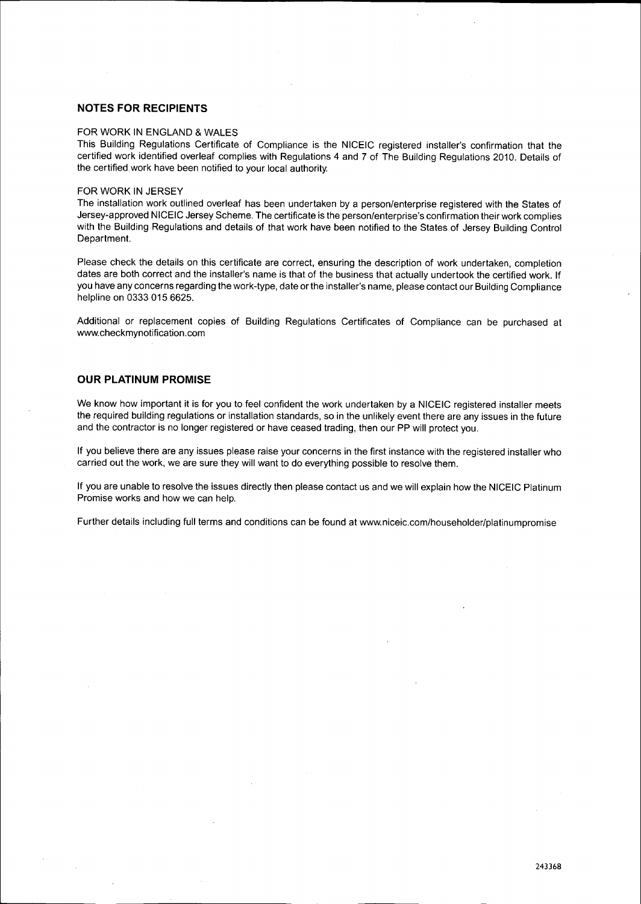## NOTES FOR RECIPIENTS

FOR WORK IN ENGLAND & WALES

This Building Regulations Certificate of Compliance is the NICEIC registered installer's confirmation that the certified work identified overleaf complies with Regulations 4 and 7 of The Building Regulations 2010. Details of the certified work have been notified to your local authority.

FOR WORK IN JERSEY

The installation work outlined overleaf has been undertaken by a person/enterprise registered with the States of Jersey-approved NICEIC Jersey Scheme. The certificate is the person/enterprise's confirmation their work complies with the Building Regulations and details of that work have been notified to the States of Jersey Building Control Department.

Please check the details on this certificate are correct, ensuring the description of work undertaken, completion dates are both correct and the installer's name is that of the business that actually undertook the certified work. If you have any concerns regarding the work-type, date or the installer's name, please contact our Building Compliance helpline on 0333 015 6625.

Additional or replacement copies of Building Regulations Certificates of Compliance can be purchased at www.checkmynotification.com

## OUR PLATINUM PROMISE

We know how important it is for you to feel confident the work undertaken by a NICEIC registered installer meets the required building regulations or installation standards, so in the unlikely event there are any issues in the future and the contractor is no longer registered or have ceased trading, then our PP will protect you.

If you believe there are any issues please raise your concerns in the first instance with the registered installer who carried out the work, we are sure they will want to do everything possible to resolve them.

If you are unable to resolve the issues directly then please contact us and we will explain how the NICEIC Platinum Promise works and how we can help.

Further details including full terms and conditions can be found at www.niceic.com/householder/platinumpromise

243368